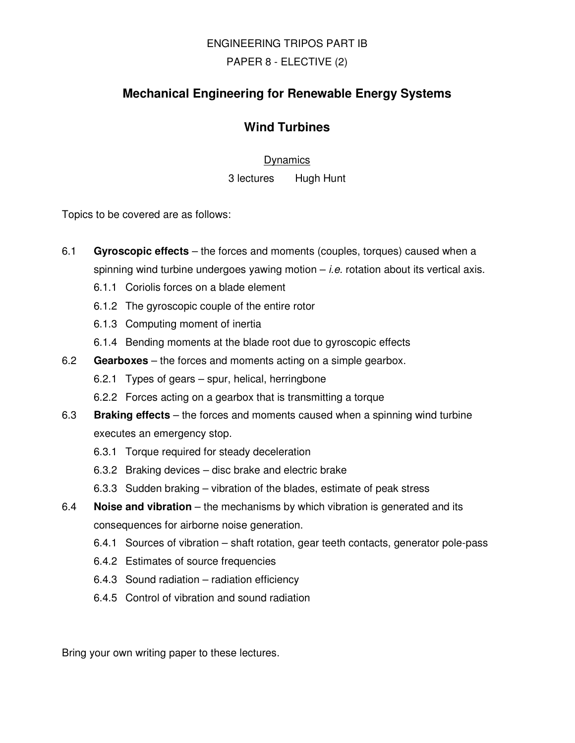ENGINEERING TRIPOS PART IB

PAPER 8 - ELECTIVE (2)

# Mechanical Engineering for Renewable Energy Systems

## Wind Turbines

Dynamics

3 lectures Hugh Hunt

Topics to be covered are as follows:

6.1 **Gyroscopic effects** – the forces and moments (couples, torques) caused when a spinning wind turbine undergoes yawing motion – *i.e.* rotation about its vertical axis.

- 6.1.1 Coriolis forces on a blade element
- 6.1.2 The gyroscopic couple of the entire rotor
- 6.1.3 Computing moment of inertia
- 6.1.4 Bending moments at the blade root due to gyroscopic effects

6.2 **Gearboxes** – the forces and moments acting on a simple gearbox.

- 6.2.1 Types of gears – spur, helical, herringbone
- 6.2.2 Forces acting on a gearbox that is transmitting a torque

6.3 **Braking effects** – the forces and moments caused when a spinning wind turbine executes an emergency stop.

- 6.3.1 Torque required for steady deceleration
- 6.3.2 Braking devices – disc brake and electric brake
- 6.3.3 Sudden braking – vibration of the blades, estimate of peak stress

6.4 **Noise and vibration** – the mechanisms by which vibration is generated and its consequences for airborne noise generation.

- 6.4.1 Sources of vibration – shaft rotation, gear teeth contacts, generator pole-pass
- 6.4.2 Estimates of source frequencies
- 6.4.3 Sound radiation – radiation efficiency
- 6.4.5 Control of vibration and sound radiation

Bring your own writing paper to these lectures.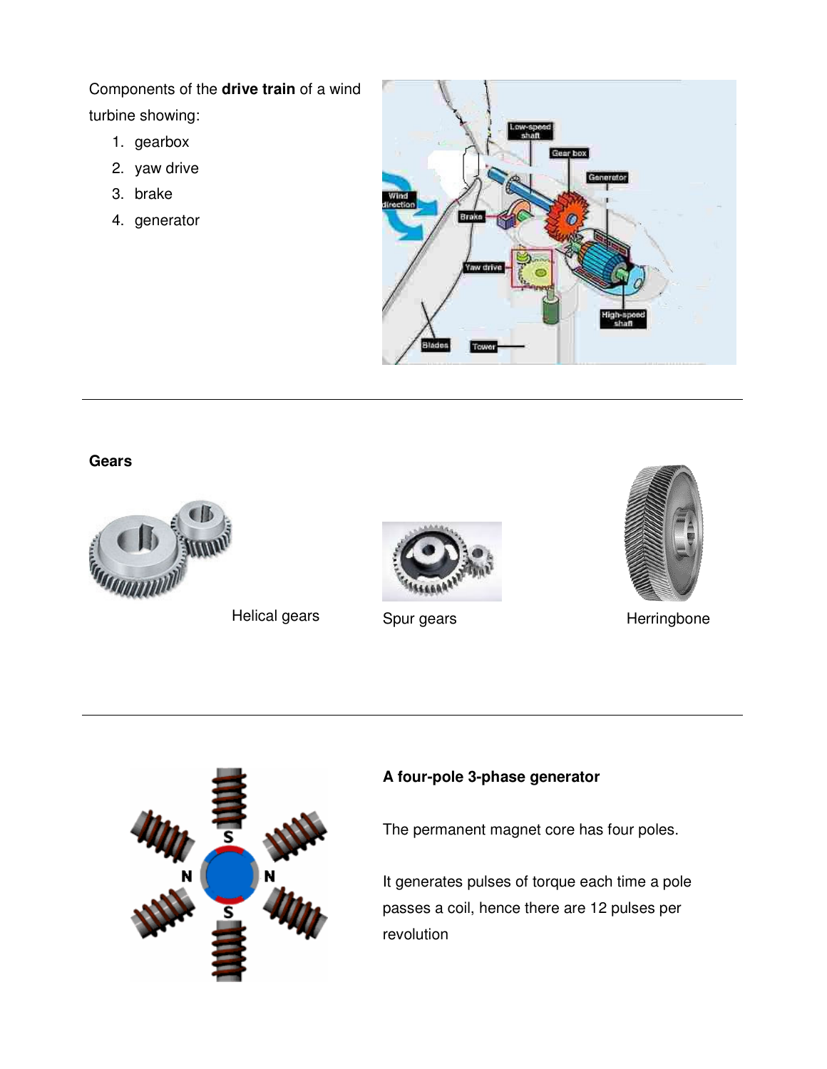Components of the **drive train** of a wind turbine showing:

1. gearbox
2. yaw drive
3. brake
4. generator

Low-speed shaft
Gear box
Generator
Wind direction
Brake
Yaw drive
High-speed shaft
Blades
Tower

---

**Gears**

Helical gears

Spur gears

Herringbone

---

S
N
N
S

**A four-pole 3-phase generator**

The permanent magnet core has four poles.

It generates pulses of torque each time a pole passes a coil, hence there are 12 pulses per revolution